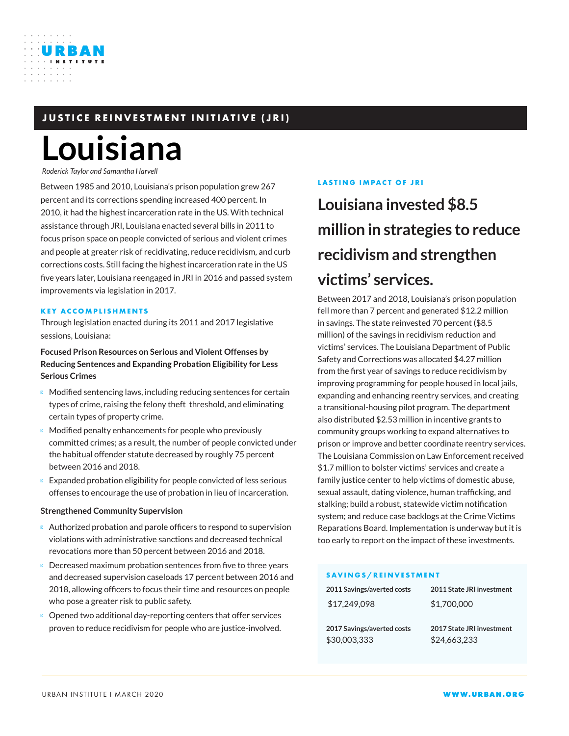**JUSTICE REINVESTMENT INITIATIVE (JRI)**

# Louisiana

*Roderick Taylor and Samantha Harvell*

Between 1985 and 2010, Louisiana's prison population grew 267 percent and its corrections spending increased 400 percent. In 2010, it had the highest incarceration rate in the US. With technical assistance through JRI, Louisiana enacted several bills in 2011 to focus prison space on people convicted of serious and violent crimes and people at greater risk of recidivating, reduce recidivism, and curb corrections costs. Still facing the highest incarceration rate in the US five years later, Louisiana reengaged in JRI in 2016 and passed system improvements via legislation in 2017.

## KEY ACCOMPLISHMENTS

Through legislation enacted during its 2011 and 2017 legislative sessions, Louisiana:

**Focused Prison Resources on Serious and Violent Offenses by Reducing Sentences and Expanding Probation Eligibility for Less Serious Crimes**

- Modified sentencing laws, including reducing sentences for certain types of crime, raising the felony theft threshold, and eliminating certain types of property crime.
- Modified penalty enhancements for people who previously committed crimes; as a result, the number of people convicted under the habitual offender statute decreased by roughly 75 percent between 2016 and 2018.
- Expanded probation eligibility for people convicted of less serious offenses to encourage the use of probation in lieu of incarceration.

**Strengthened Community Supervision**

- Authorized probation and parole officers to respond to supervision violations with administrative sanctions and decreased technical revocations more than 50 percent between 2016 and 2018.
- Decreased maximum probation sentences from five to three years and decreased supervision caseloads 17 percent between 2016 and 2018, allowing officers to focus their time and resources on people who pose a greater risk to public safety.
- Opened two additional day-reporting centers that offer services proven to reduce recidivism for people who are justice-involved.

## LASTING IMPACT OF JRI

### Louisiana invested $8.5 million in strategies to reduce recidivism and strengthen victims' services.

Between 2017 and 2018, Louisiana's prison population fell more than 7 percent and generated $12.2 million in savings. The state reinvested 70 percent ($8.5 million) of the savings in recidivism reduction and victims' services. The Louisiana Department of Public Safety and Corrections was allocated $4.27 million from the first year of savings to reduce recidivism by improving programming for people housed in local jails, expanding and enhancing reentry services, and creating a transitional-housing pilot program. The department also distributed $2.53 million in incentive grants to community groups working to expand alternatives to prison or improve and better coordinate reentry services. The Louisiana Commission on Law Enforcement received $1.7 million to bolster victims' services and create a family justice center to help victims of domestic abuse, sexual assault, dating violence, human trafficking, and stalking; build a robust, statewide victim notification system; and reduce case backlogs at the Crime Victims Reparations Board. Implementation is underway but it is too early to report on the impact of these investments.

**SAVINGS/REINVESTMENT**

| 2011 Savings/averted costs | 2011 State JRI investment |
|---|---|
| $17,249,098 | $1,700,000 |
| **2017 Savings/averted costs** | **2017 State JRI investment** |
| $30,003,333 | $24,663,233 |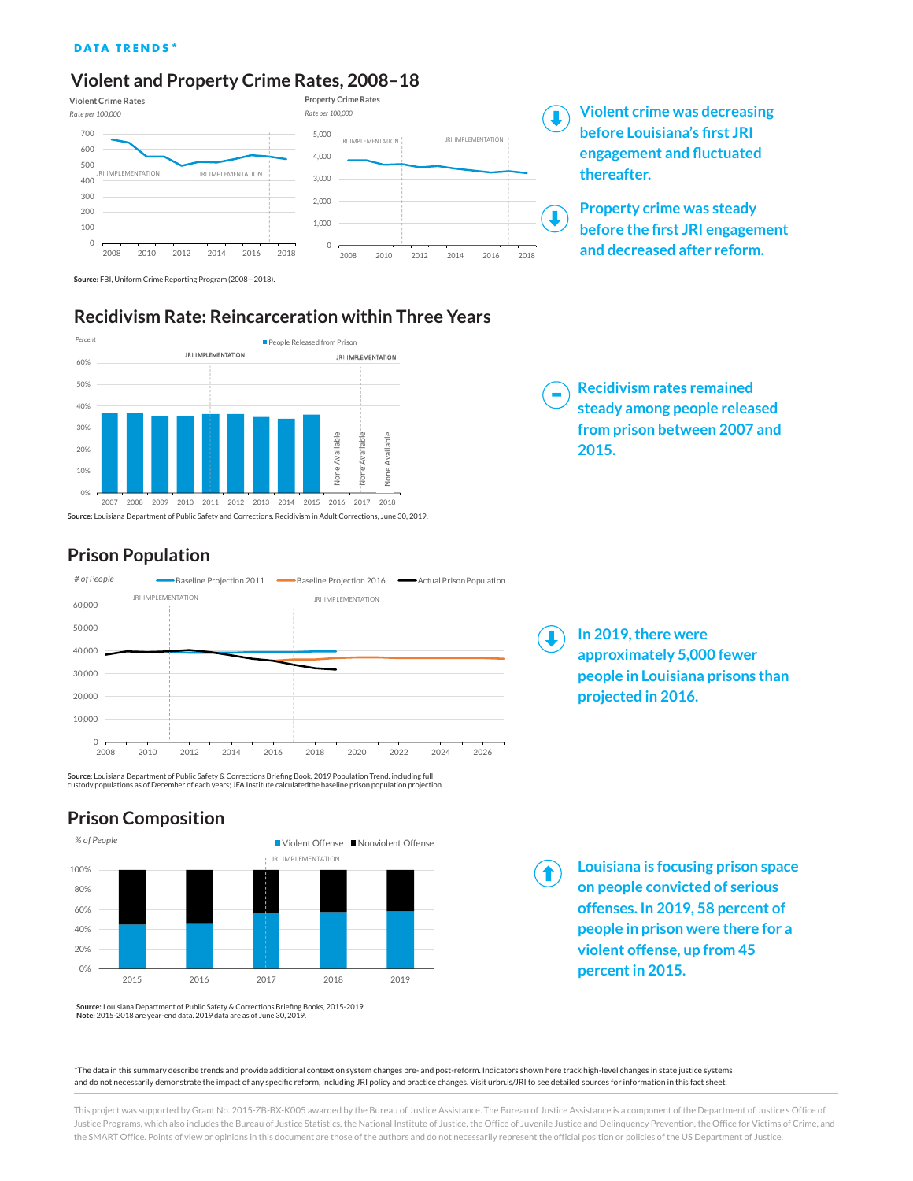DATA TRENDS*

## Violent and Property Crime Rates, 2008–18

Violent Crime Rates

*Rate per 100,000*

700
600
500
400
300
200
100
0

JRI IMPLEMENTATION
JRI IMPLEMENTATION

2008 2010 2012 2014 2016 2018

Property Crime Rates

*Rate per 100,000*

5,000
4,000
3,000
2,000
1,000
0

JRI IMPLEMENTATION
JRI IMPLEMENTATION

2008 2010 2012 2014 2016 2018

**Source:** FBI, Uniform Crime Reporting Program (2008—2018).

**Violent crime was decreasing before Louisiana's first JRI engagement and fluctuated thereafter.**

**Property crime was steady before the first JRI engagement and decreased after reform.**

## Recidivism Rate: Reincarceration within Three Years

Percent

People Released from Prison

JRI IMPLEMENTATION
JRI IMPLEMENTATION

60%
50%
40%
30%
20%
10%
0%

None Available
None Available
None Available

2007 2008 2009 2010 2011 2012 2013 2014 2015 2016 2017 2018

**Source:** Louisiana Department of Public Safety and Corrections. Recidivism in Adult Corrections, June 30, 2019.

**Recidivism rates remained steady among people released from prison between 2007 and 2015.**

## Prison Population

# of People

Baseline Projection 2011
Baseline Projection 2016
Actual Prison Population

JRI IMPLEMENTATION
JRI IMPLEMENTATION

60,000
50,000
40,000
30,000
20,000
10,000
0

2008 2010 2012 2014 2016 2018 2020 2022 2024 2026

**Source:** Louisiana Department of Public Safety & Corrections Briefing Book, 2019 Population Trend, including full custody populations as of December of each years; JFA Institute calculatedthe baseline prison population projection.

**In 2019, there were approximately 5,000 fewer people in Louisiana prisons than projected in 2016.**

## Prison Composition

% of People

Violent Offense
Nonviolent Offense

JRI IMPLEMENTATION

100%
80%
60%
40%
20%
0%

2015 2016 2017 2018 2019

**Source:** Louisiana Department of Public Safety & Corrections Briefing Books, 2015-2019.
**Note:** 2015-2018 are year-end data. 2019 data are as of June 30, 2019.

**Louisiana is focusing prison space on people convicted of serious offenses. In 2019, 58 percent of people in prison were there for a violent offense, up from 45 percent in 2015.**

*The data in this summary describe trends and provide additional context on system changes pre- and post-reform. Indicators shown here track high-level changes in state justice systems and do not necessarily demonstrate the impact of any specific reform, including JRI policy and practice changes. Visit urbn.is/JRI to see detailed sources for information in this fact sheet.

This project was supported by Grant No. 2015-ZB-BX-K005 awarded by the Bureau of Justice Assistance. The Bureau of Justice Assistance is a component of the Department of Justice's Office of Justice Programs, which also includes the Bureau of Justice Statistics, the National Institute of Justice, the Office of Juvenile Justice and Delinquency Prevention, the Office for Victims of Crime, and the SMART Office. Points of view or opinions in this document are those of the authors and do not necessarily represent the official position or policies of the US Department of Justice.